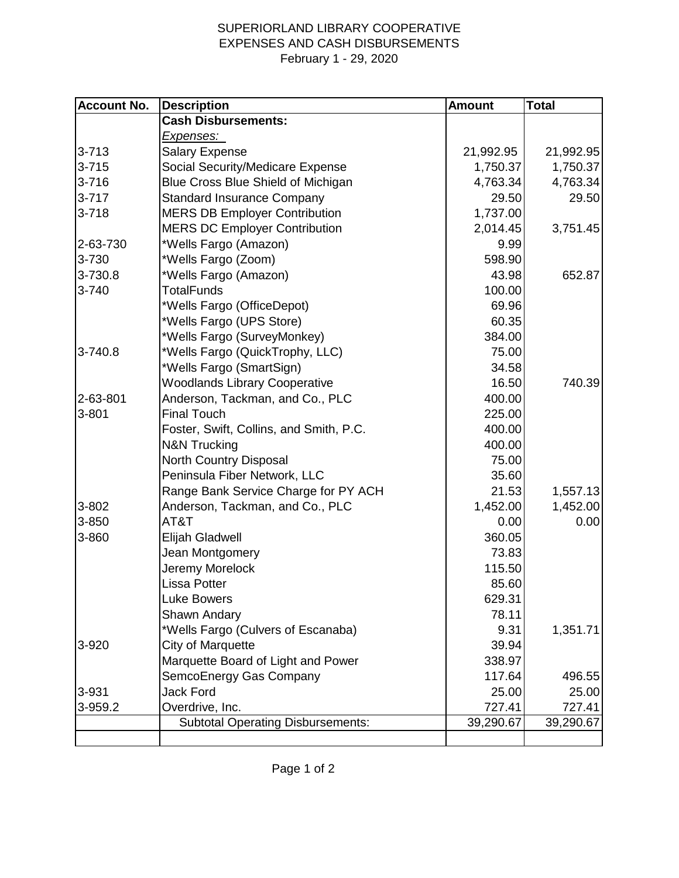SUPERIORLAND LIBRARY COOPERATIVE
EXPENSES AND CASH DISBURSEMENTS
February 1 - 29, 2020

| Account No. | Description | Amount | Total |
|---|---|---|---|
| | **Cash Disbursements:** | | |
| | *Expenses:* | | |
| 3-713 | Salary Expense | 21,992.95 | 21,992.95 |
| 3-715 | Social Security/Medicare Expense | 1,750.37 | 1,750.37 |
| 3-716 | Blue Cross Blue Shield of Michigan | 4,763.34 | 4,763.34 |
| 3-717 | Standard Insurance Company | 29.50 | 29.50 |
| 3-718 | MERS DB Employer Contribution | 1,737.00 | |
| | MERS DC Employer Contribution | 2,014.45 | 3,751.45 |
| 2-63-730 | *Wells Fargo (Amazon) | 9.99 | |
| 3-730 | *Wells Fargo (Zoom) | 598.90 | |
| 3-730.8 | *Wells Fargo (Amazon) | 43.98 | 652.87 |
| 3-740 | TotalFunds | 100.00 | |
| | *Wells Fargo (OfficeDepot) | 69.96 | |
| | *Wells Fargo (UPS Store) | 60.35 | |
| | *Wells Fargo (SurveyMonkey) | 384.00 | |
| 3-740.8 | *Wells Fargo (QuickTrophy, LLC) | 75.00 | |
| | *Wells Fargo (SmartSign) | 34.58 | |
| | Woodlands Library Cooperative | 16.50 | 740.39 |
| 2-63-801 | Anderson, Tackman, and Co., PLC | 400.00 | |
| 3-801 | Final Touch | 225.00 | |
| | Foster, Swift, Collins, and Smith, P.C. | 400.00 | |
| | N&N Trucking | 400.00 | |
| | North Country Disposal | 75.00 | |
| | Peninsula Fiber Network, LLC | 35.60 | |
| | Range Bank Service Charge for PY ACH | 21.53 | 1,557.13 |
| 3-802 | Anderson, Tackman, and Co., PLC | 1,452.00 | 1,452.00 |
| 3-850 | AT&T | 0.00 | 0.00 |
| 3-860 | Elijah Gladwell | 360.05 | |
| | Jean Montgomery | 73.83 | |
| | Jeremy Morelock | 115.50 | |
| | Lissa Potter | 85.60 | |
| | Luke Bowers | 629.31 | |
| | Shawn Andary | 78.11 | |
| | *Wells Fargo (Culvers of Escanaba) | 9.31 | 1,351.71 |
| 3-920 | City of Marquette | 39.94 | |
| | Marquette Board of Light and Power | 338.97 | |
| | SemcoEnergy Gas Company | 117.64 | 496.55 |
| 3-931 | Jack Ford | 25.00 | 25.00 |
| 3-959.2 | Overdrive, Inc. | 727.41 | 727.41 |
| | Subtotal Operating Disbursements: | 39,290.67 | 39,290.67 |
| | | | |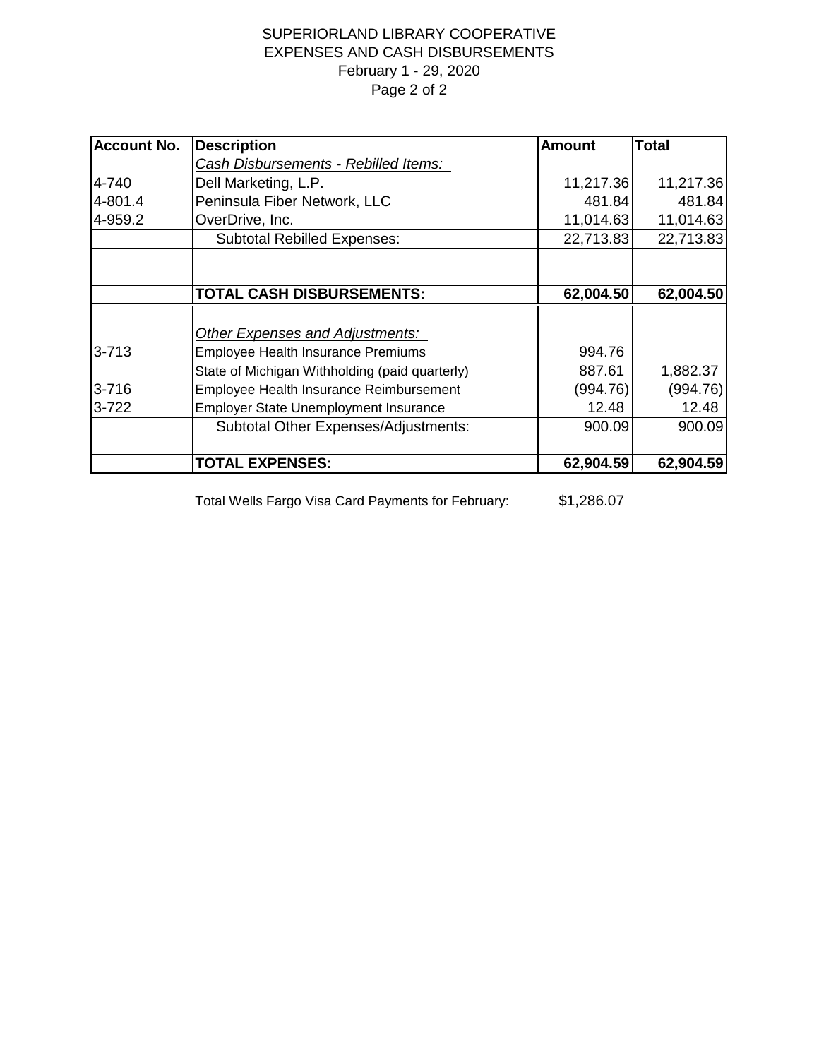# SUPERIORLAND LIBRARY COOPERATIVE
## EXPENSES AND CASH DISBURSEMENTS
February 1 - 29, 2020

| Account No. | Description | Amount | Total |
|---|---|---|---|
| | *Cash Disbursements - Rebilled Items:* | | |
| 4-740 | Dell Marketing, L.P. | 11,217.36 | 11,217.36 |
| 4-801.4 | Peninsula Fiber Network, LLC | 481.84 | 481.84 |
| 4-959.2 | OverDrive, Inc. | 11,014.63 | 11,014.63 |
| | Subtotal Rebilled Expenses: | 22,713.83 | 22,713.83 |
| | | | |
| | **TOTAL CASH DISBURSEMENTS:** | **62,004.50** | **62,004.50** |
| | | | |
| | *Other Expenses and Adjustments:* | | |
| 3-713 | Employee Health Insurance Premiums | 994.76 | |
| | State of Michigan Withholding (paid quarterly) | 887.61 | 1,882.37 |
| 3-716 | Employee Health Insurance Reimbursement | (994.76) | (994.76) |
| 3-722 | Employer State Unemployment Insurance | 12.48 | 12.48 |
| | Subtotal Other Expenses/Adjustments: | 900.09 | 900.09 |
| | | | |
| | **TOTAL EXPENSES:** | **62,904.59** | **62,904.59** |

Total Wells Fargo Visa Card Payments for February: $1,286.07